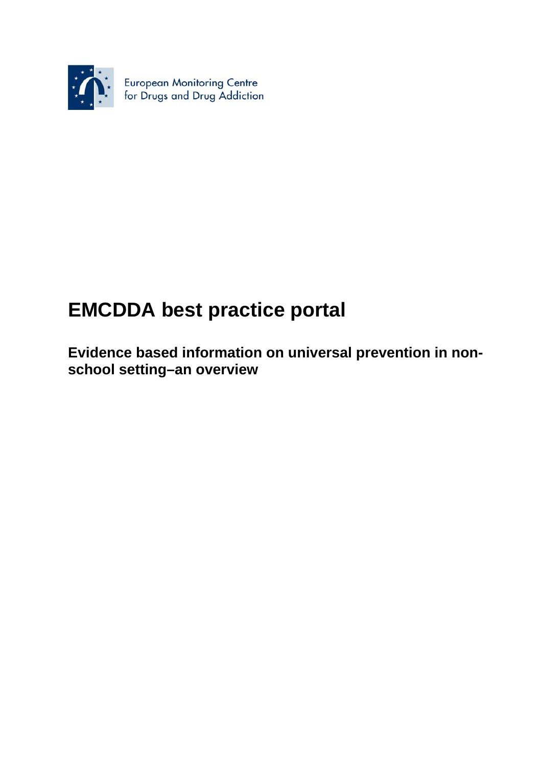European Monitoring Centre for Drugs and Drug Addiction

# EMCDDA best practice portal

## Evidence based information on universal prevention in non-school setting–an overview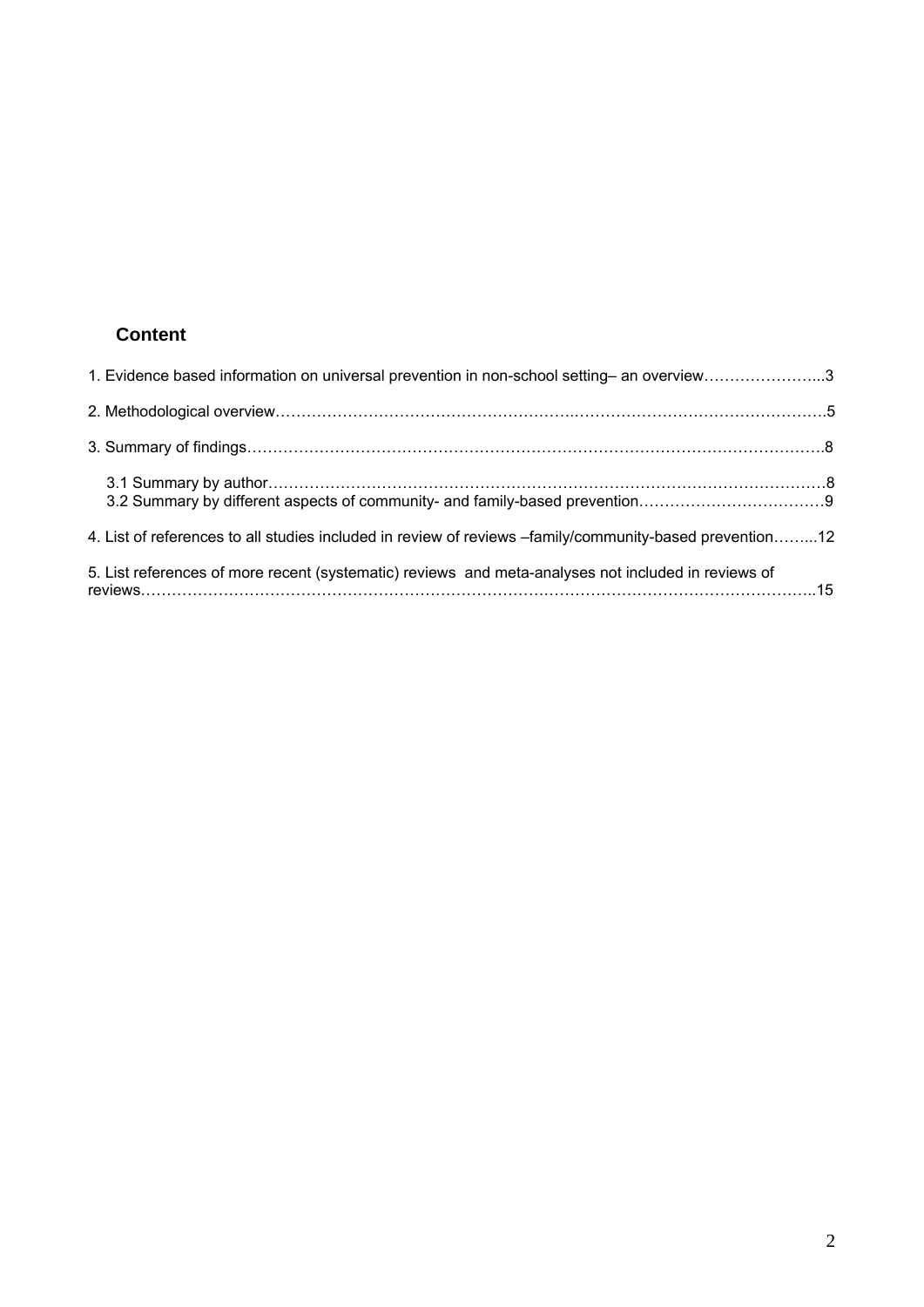## Content

1. Evidence based information on universal prevention in non-school setting– an overview…………………...3

2. Methodological overview……………………………………………………………………………………….5

3. Summary of findings………………………………………………………………………………………….8

   3.1 Summary by author……………………………………………………………………………………………8
   3.2 Summary by different aspects of community- and family-based prevention………………………………9

4. List of references to all studies included in review of reviews –family/community-based prevention……...12

5. List references of more recent (systematic) reviews  and meta-analyses not included in reviews of reviews……………………………………………………………………………………………………………..15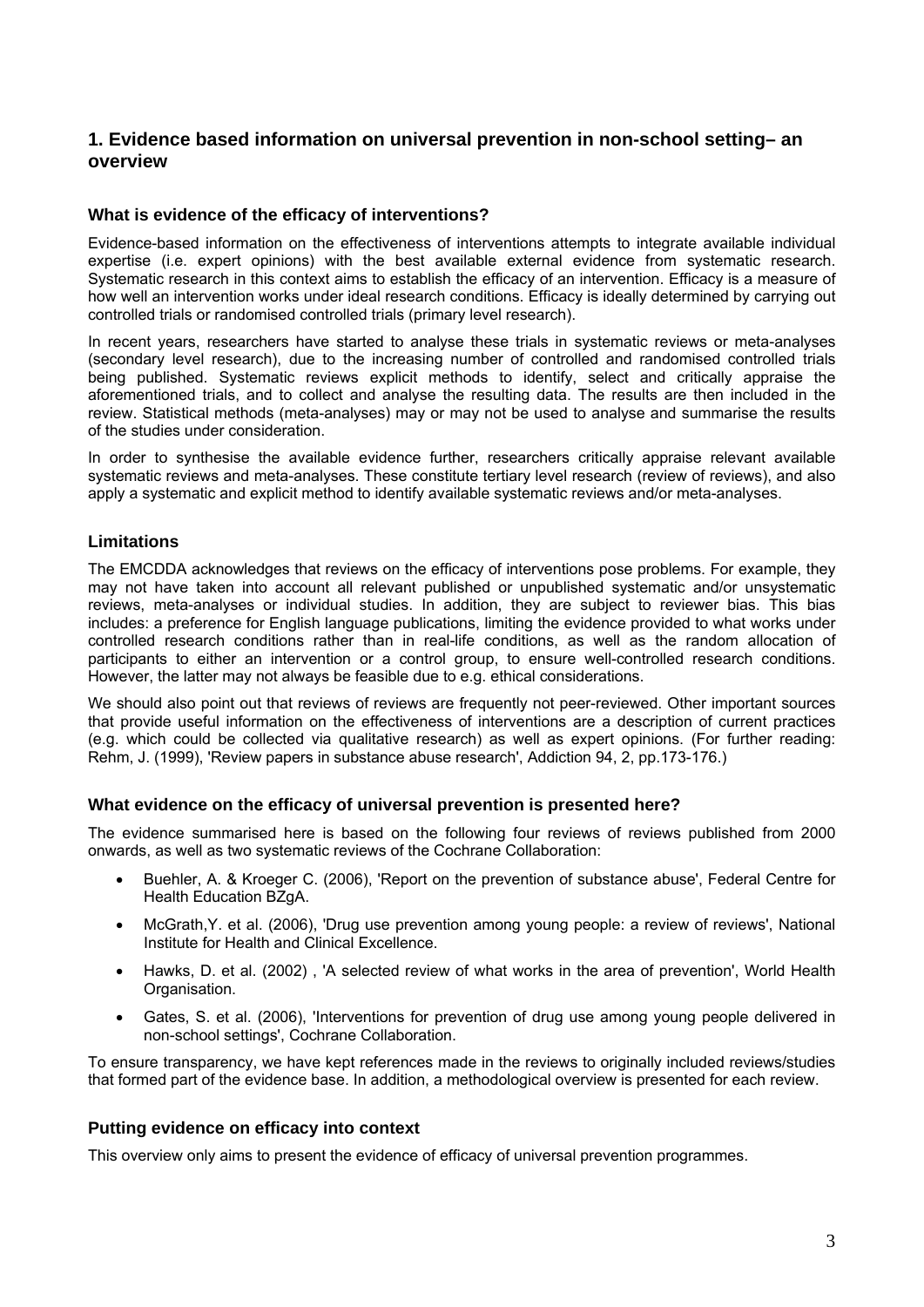## 1. Evidence based information on universal prevention in non-school setting– an overview

### What is evidence of the efficacy of interventions?

Evidence-based information on the effectiveness of interventions attempts to integrate available individual expertise (i.e. expert opinions) with the best available external evidence from systematic research. Systematic research in this context aims to establish the efficacy of an intervention. Efficacy is a measure of how well an intervention works under ideal research conditions. Efficacy is ideally determined by carrying out controlled trials or randomised controlled trials (primary level research).

In recent years, researchers have started to analyse these trials in systematic reviews or meta-analyses (secondary level research), due to the increasing number of controlled and randomised controlled trials being published. Systematic reviews explicit methods to identify, select and critically appraise the aforementioned trials, and to collect and analyse the resulting data. The results are then included in the review. Statistical methods (meta-analyses) may or may not be used to analyse and summarise the results of the studies under consideration.

In order to synthesise the available evidence further, researchers critically appraise relevant available systematic reviews and meta-analyses. These constitute tertiary level research (review of reviews), and also apply a systematic and explicit method to identify available systematic reviews and/or meta-analyses.

### Limitations

The EMCDDA acknowledges that reviews on the efficacy of interventions pose problems. For example, they may not have taken into account all relevant published or unpublished systematic and/or unsystematic reviews, meta-analyses or individual studies. In addition, they are subject to reviewer bias. This bias includes: a preference for English language publications, limiting the evidence provided to what works under controlled research conditions rather than in real-life conditions, as well as the random allocation of participants to either an intervention or a control group, to ensure well-controlled research conditions. However, the latter may not always be feasible due to e.g. ethical considerations.

We should also point out that reviews of reviews are frequently not peer-reviewed. Other important sources that provide useful information on the effectiveness of interventions are a description of current practices (e.g. which could be collected via qualitative research) as well as expert opinions. (For further reading: Rehm, J. (1999), 'Review papers in substance abuse research', Addiction 94, 2, pp.173-176.)

### What evidence on the efficacy of universal prevention is presented here?

The evidence summarised here is based on the following four reviews of reviews published from 2000 onwards, as well as two systematic reviews of the Cochrane Collaboration:

- Buehler, A. & Kroeger C. (2006), 'Report on the prevention of substance abuse', Federal Centre for Health Education BZgA.
- McGrath,Y. et al. (2006), 'Drug use prevention among young people: a review of reviews', National Institute for Health and Clinical Excellence.
- Hawks, D. et al. (2002) , 'A selected review of what works in the area of prevention', World Health Organisation.
- Gates, S. et al. (2006), 'Interventions for prevention of drug use among young people delivered in non-school settings', Cochrane Collaboration.

To ensure transparency, we have kept references made in the reviews to originally included reviews/studies that formed part of the evidence base. In addition, a methodological overview is presented for each review.

### Putting evidence on efficacy into context

This overview only aims to present the evidence of efficacy of universal prevention programmes.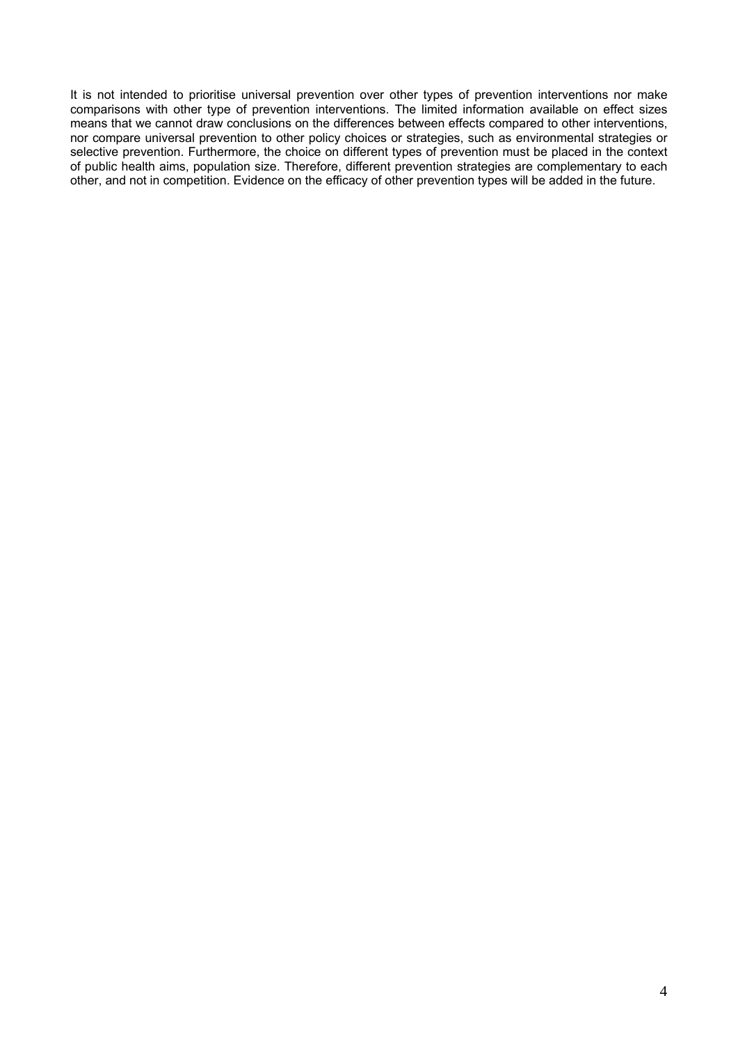It is not intended to prioritise universal prevention over other types of prevention interventions nor make comparisons with other type of prevention interventions. The limited information available on effect sizes means that we cannot draw conclusions on the differences between effects compared to other interventions, nor compare universal prevention to other policy choices or strategies, such as environmental strategies or selective prevention. Furthermore, the choice on different types of prevention must be placed in the context of public health aims, population size. Therefore, different prevention strategies are complementary to each other, and not in competition. Evidence on the efficacy of other prevention types will be added in the future.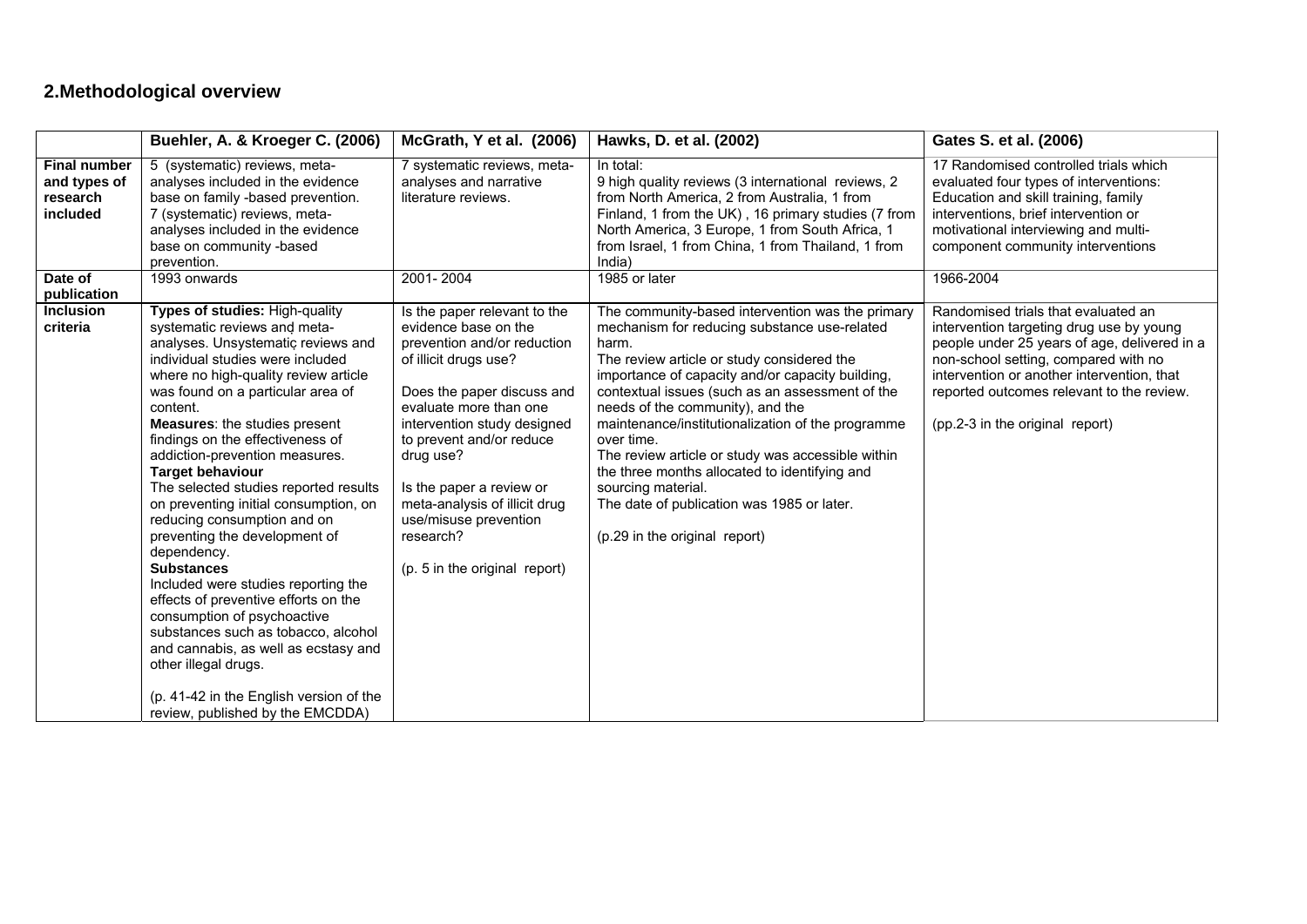## 2.Methodological overview

| | Buehler, A. & Kroeger C. (2006) | McGrath, Y et al. (2006) | Hawks, D. et al. (2002) | Gates S. et al. (2006) |
|---|---|---|---|---|
| **Final number and types of research included** | 5 (systematic) reviews, meta-analyses included in the evidence base on family -based prevention.<br>7 (systematic) reviews, meta-analyses included in the evidence base on community -based prevention. | 7 systematic reviews, meta-analyses and narrative literature reviews. | In total:<br>9 high quality reviews (3 international reviews, 2 from North America, 2 from Australia, 1 from Finland, 1 from the UK) , 16 primary studies (7 from North America, 3 Europe, 1 from South Africa, 1 from Israel, 1 from China, 1 from Thailand, 1 from India) | 17 Randomised controlled trials which evaluated four types of interventions: Education and skill training, family interventions, brief intervention or motivational interviewing and multi-component community interventions |
| **Date of publication** | 1993 onwards | 2001- 2004 | 1985 or later | 1966-2004 |
| **Inclusion criteria** | **Types of studies:** High-quality systematic reviews and meta-analyses. Unsystematic reviews and individual studies were included where no high-quality review article was found on a particular area of content.<br>**Measures**: the studies present findings on the effectiveness of addiction-prevention measures.<br>**Target behaviour**<br>The selected studies reported results on preventing initial consumption, on reducing consumption and on preventing the development of dependency.<br>**Substances**<br>Included were studies reporting the effects of preventive efforts on the consumption of psychoactive substances such as tobacco, alcohol and cannabis, as well as ecstasy and other illegal drugs.<br><br>(p. 41-42 in the English version of the review, published by the EMCDDA) | Is the paper relevant to the evidence base on the prevention and/or reduction of illicit drugs use?<br><br>Does the paper discuss and evaluate more than one intervention study designed to prevent and/or reduce drug use?<br><br>Is the paper a review or meta-analysis of illicit drug use/misuse prevention research?<br><br>(p. 5 in the original report) | The community-based intervention was the primary mechanism for reducing substance use-related harm.<br>The review article or study considered the importance of capacity and/or capacity building, contextual issues (such as an assessment of the needs of the community), and the maintenance/institutionalization of the programme over time.<br>The review article or study was accessible within the three months allocated to identifying and sourcing material.<br>The date of publication was 1985 or later.<br><br>(p.29 in the original report) | Randomised trials that evaluated an intervention targeting drug use by young people under 25 years of age, delivered in a non-school setting, compared with no intervention or another intervention, that reported outcomes relevant to the review.<br><br>(pp.2-3 in the original report) |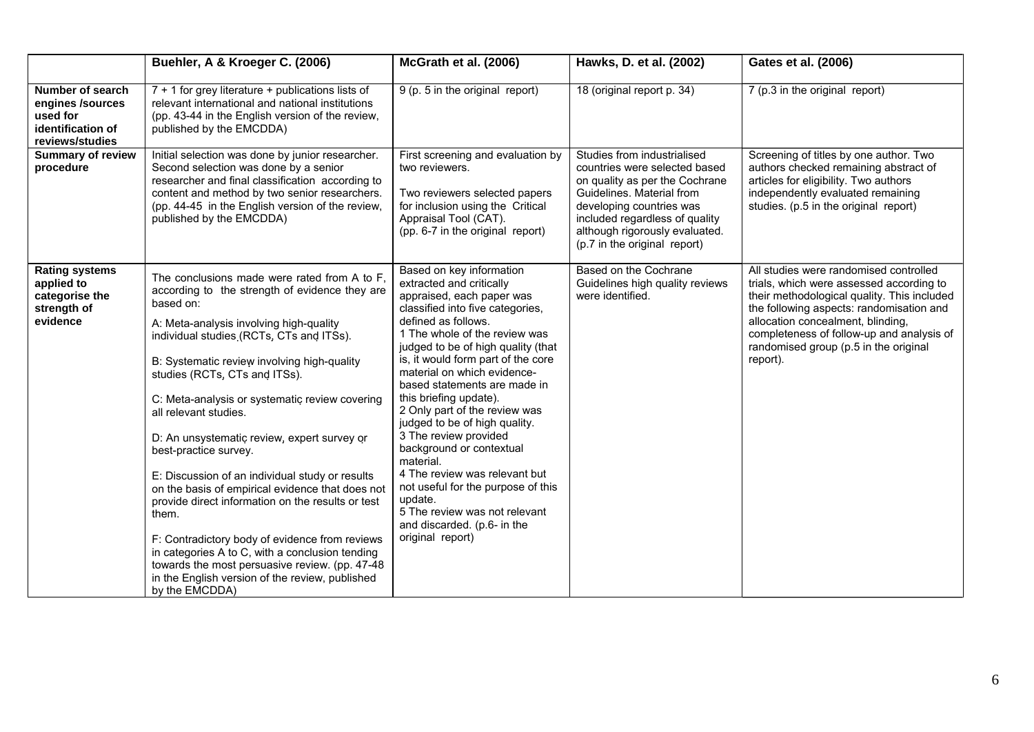| | Buehler, A & Kroeger C. (2006) | McGrath et al. (2006) | Hawks, D. et al. (2002) | Gates et al. (2006) |
|---|---|---|---|---|
| **Number of search engines /sources used for identification of reviews/studies** | 7 + 1 for grey literature + publications lists of relevant international and national institutions (pp. 43-44 in the English version of the review, published by the EMCDDA) | 9 (p. 5 in the original report) | 18 (original report p. 34) | 7 (p.3 in the original report) |
| **Summary of review procedure** | Initial selection was done by junior researcher. Second selection was done by a senior researcher and final classification according to content and method by two senior researchers. (pp. 44-45 in the English version of the review, published by the EMCDDA) | First screening and evaluation by two reviewers.<br><br>Two reviewers selected papers for inclusion using the Critical Appraisal Tool (CAT). (pp. 6-7 in the original report) | Studies from industrialised countries were selected based on quality as per the Cochrane Guidelines. Material from developing countries was included regardless of quality although rigorously evaluated. (p.7 in the original report) | Screening of titles by one author. Two authors checked remaining abstract of articles for eligibility. Two authors independently evaluated remaining studies. (p.5 in the original report) |
| **Rating systems applied to categorise the strength of evidence** | The conclusions made were rated from A to F, according to the strength of evidence they are based on:<br><br>A: Meta-analysis involving high-quality individual studies (RCTs, CTs and ITSs).<br><br>B: Systematic review involving high-quality studies (RCTs, CTs and ITSs).<br><br>C: Meta-analysis or systematic review covering all relevant studies.<br><br>D: An unsystematic review, expert survey or best-practice survey.<br><br>E: Discussion of an individual study or results on the basis of empirical evidence that does not provide direct information on the results or test them.<br><br>F: Contradictory body of evidence from reviews in categories A to C, with a conclusion tending towards the most persuasive review. (pp. 47-48 in the English version of the review, published by the EMCDDA) | Based on key information extracted and critically appraised, each paper was classified into five categories, defined as follows.<br>1 The whole of the review was judged to be of high quality (that is, it would form part of the core material on which evidence-based statements are made in this briefing update).<br>2 Only part of the review was judged to be of high quality.<br>3 The review provided background or contextual material.<br>4 The review was relevant but not useful for the purpose of this update.<br>5 The review was not relevant and discarded. (p.6- in the original report) | Based on the Cochrane Guidelines high quality reviews were identified. | All studies were randomised controlled trials, which were assessed according to their methodological quality. This included the following aspects: randomisation and allocation concealment, blinding, completeness of follow-up and analysis of randomised group (p.5 in the original report). |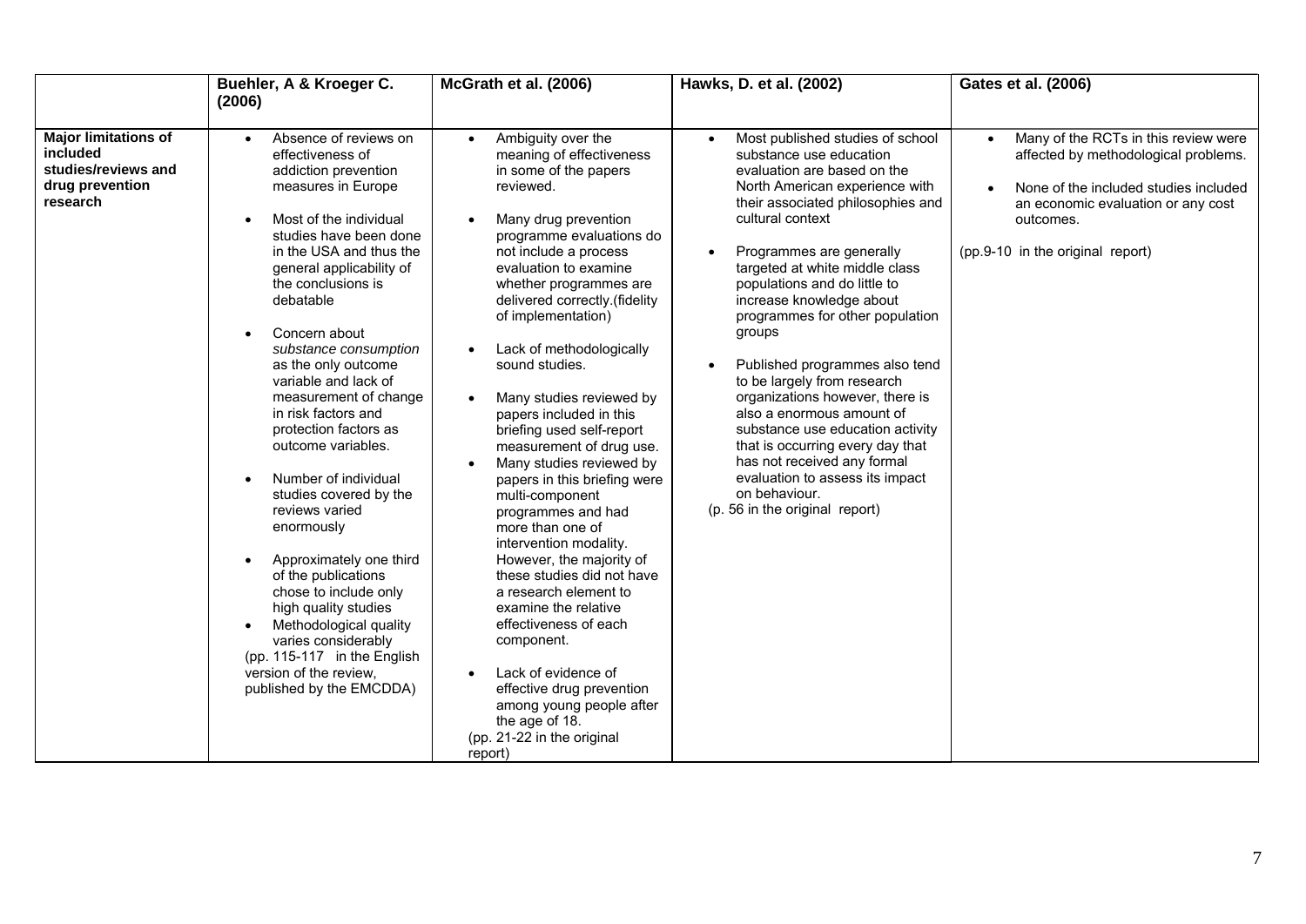| | Buehler, A & Kroeger C. (2006) | McGrath et al. (2006) | Hawks, D. et al. (2002) | Gates et al. (2006) |
|---|---|---|---|---|
| **Major limitations of included studies/reviews and drug prevention research** | • Absence of reviews on effectiveness of addiction prevention measures in Europe<br><br>• Most of the individual studies have been done in the USA and thus the general applicability of the conclusions is debatable<br><br>• Concern about *substance consumption* as the only outcome variable and lack of measurement of change in risk factors and protection factors as outcome variables.<br><br>• Number of individual studies covered by the reviews varied enormously<br><br>• Approximately one third of the publications chose to include only high quality studies<br>• Methodological quality varies considerably<br>(pp. 115-117 in the English version of the review, published by the EMCDDA) | • Ambiguity over the meaning of effectiveness in some of the papers reviewed.<br><br>• Many drug prevention programme evaluations do not include a process evaluation to examine whether programmes are delivered correctly.(fidelity of implementation)<br><br>• Lack of methodologically sound studies.<br><br>• Many studies reviewed by papers included in this briefing used self-report measurement of drug use.<br>• Many studies reviewed by papers in this briefing were multi-component programmes and had more than one of intervention modality. However, the majority of these studies did not have a research element to examine the relative effectiveness of each component.<br><br>• Lack of evidence of effective drug prevention among young people after the age of 18.<br>(pp. 21-22 in the original report) | • Most published studies of school substance use education evaluation are based on the North American experience with their associated philosophies and cultural context<br><br>• Programmes are generally targeted at white middle class populations and do little to increase knowledge about programmes for other population groups<br><br>• Published programmes also tend to be largely from research organizations however, there is also a enormous amount of substance use education activity that is occurring every day that has not received any formal evaluation to assess its impact on behaviour.<br>(p. 56 in the original report) | • Many of the RCTs in this review were affected by methodological problems.<br><br>• None of the included studies included an economic evaluation or any cost outcomes.<br><br>(pp.9-10 in the original report) |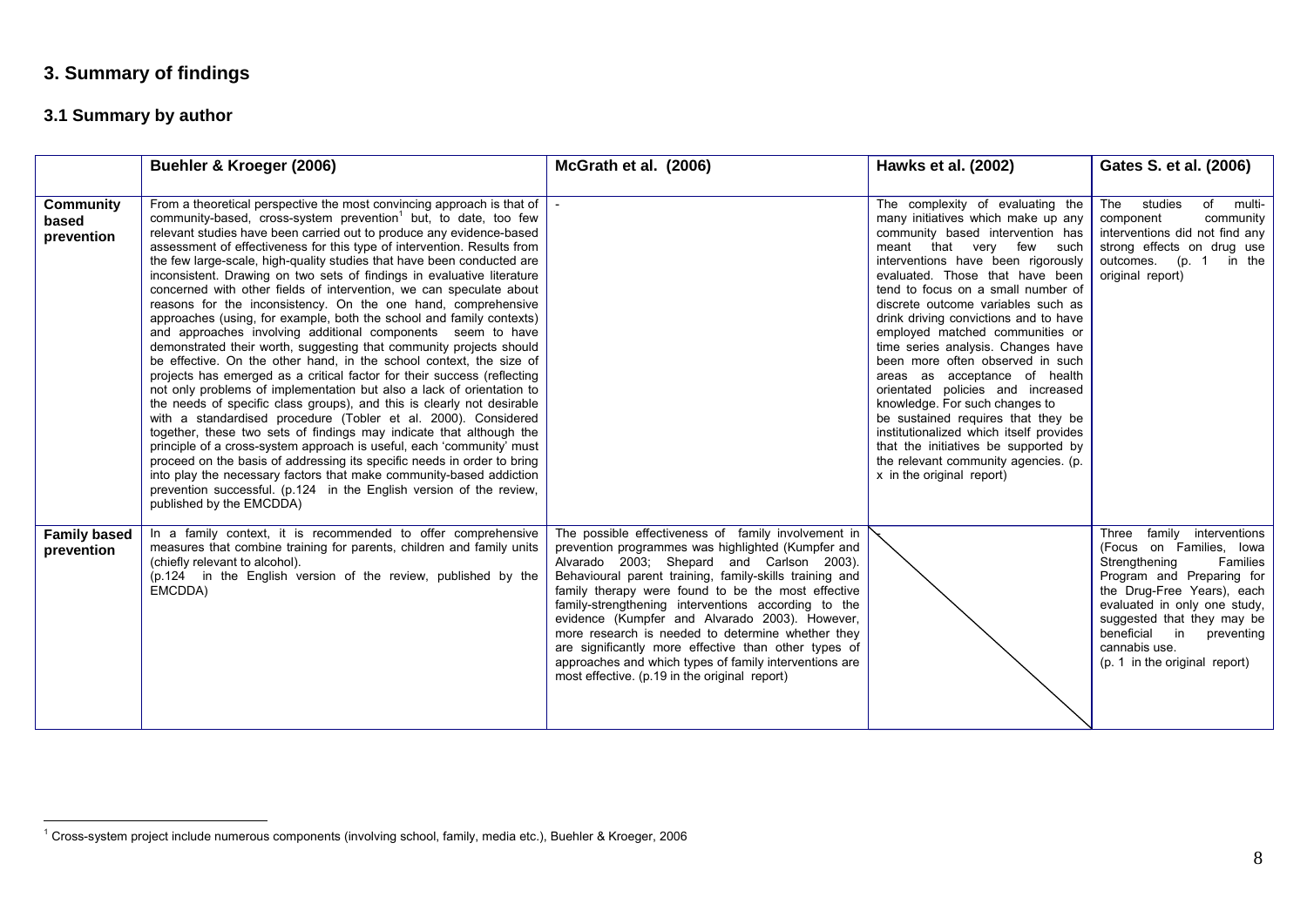## 3. Summary of findings

### 3.1 Summary by author

| | Buehler & Kroeger (2006) | McGrath et al. (2006) | Hawks et al. (2002) | Gates S. et al. (2006) |
|---|---|---|---|---|
| **Community based prevention** | From a theoretical perspective the most convincing approach is that of community-based, cross-system prevention[1] but, to date, too few relevant studies have been carried out to produce any evidence-based assessment of effectiveness for this type of intervention. Results from the few large-scale, high-quality studies that have been conducted are inconsistent. Drawing on two sets of findings in evaluative literature concerned with other fields of intervention, we can speculate about reasons for the inconsistency. On the one hand, comprehensive approaches (using, for example, both the school and family contexts) and approaches involving additional components seem to have demonstrated their worth, suggesting that community projects should be effective. On the other hand, in the school context, the size of projects has emerged as a critical factor for their success (reflecting not only problems of implementation but also a lack of orientation to the needs of specific class groups), and this is clearly not desirable with a standardised procedure (Tobler et al. 2000). Considered together, these two sets of findings may indicate that although the principle of a cross-system approach is useful, each 'community' must proceed on the basis of addressing its specific needs in order to bring into play the necessary factors that make community-based addiction prevention successful. (p.124 in the English version of the review, published by the EMCDDA) | - | The complexity of evaluating the many initiatives which make up any community based intervention has meant that very few such interventions have been rigorously evaluated. Those that have been tend to focus on a small number of discrete outcome variables such as drink driving convictions and to have employed matched communities or time series analysis. Changes have been more often observed in such areas as acceptance of health orientated policies and increased knowledge. For such changes to be sustained requires that they be institutionalized which itself provides that the initiatives be supported by the relevant community agencies. (p. x in the original report) | The studies of multi-component community interventions did not find any strong effects on drug use outcomes. (p. 1 in the original report) |
| **Family based prevention** | In a family context, it is recommended to offer comprehensive measures that combine training for parents, children and family units (chiefly relevant to alcohol). (p.124 in the English version of the review, published by the EMCDDA) | The possible effectiveness of family involvement in prevention programmes was highlighted (Kumpfer and Alvarado 2003; Shepard and Carlson 2003). Behavioural parent training, family-skills training and family therapy were found to be the most effective family-strengthening interventions according to the evidence (Kumpfer and Alvarado 2003). However, more research is needed to determine whether they are significantly more effective than other types of approaches and which types of family interventions are most effective. (p.19 in the original report) | - | Three family interventions (Focus on Families, Iowa Strengthening Families Program and Preparing for the Drug-Free Years), each evaluated in only one study, suggested that they may be beneficial in preventing cannabis use. (p. 1 in the original report) |

[1] Cross-system project include numerous components (involving school, family, media etc.), Buehler & Kroeger, 2006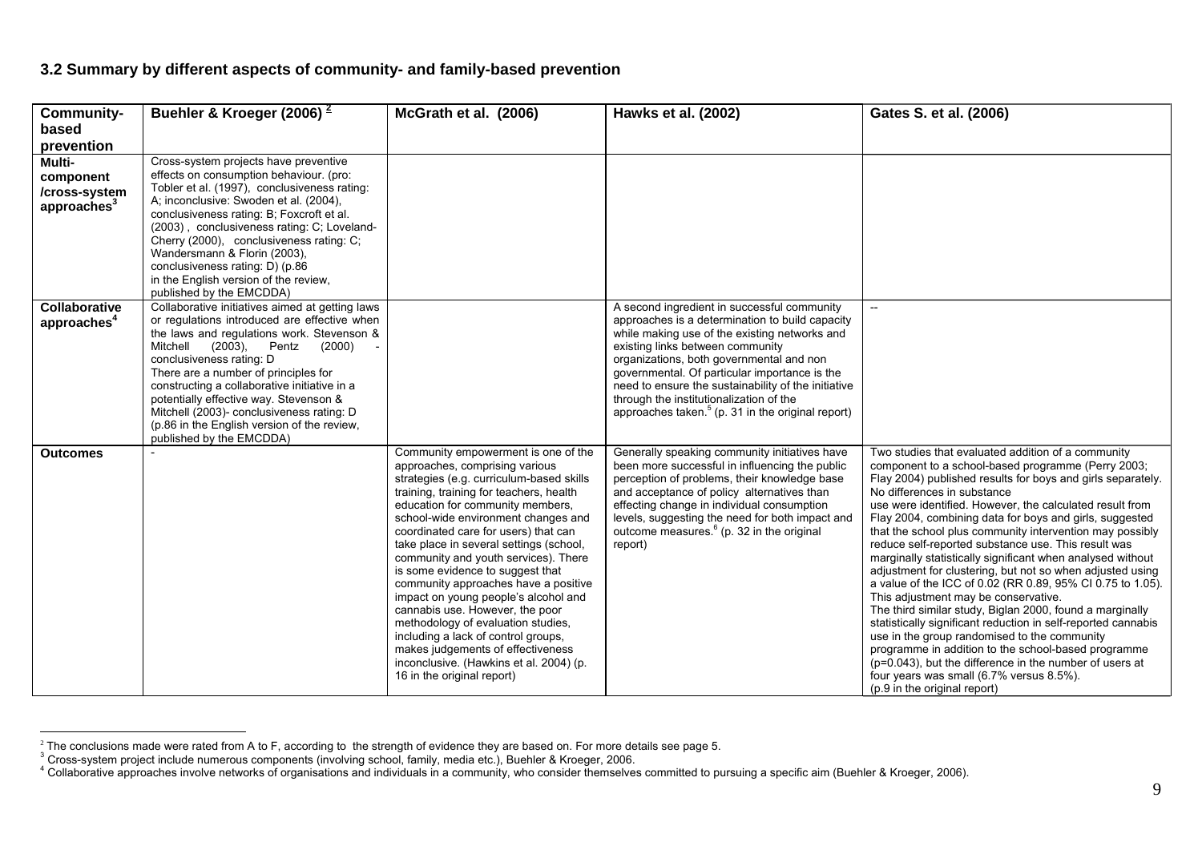### 3.2 Summary by different aspects of community- and family-based prevention

| Community-based prevention | Buehler & Kroeger (2006) [2] | McGrath et al. (2006) | Hawks et al. (2002) | Gates S. et al. (2006) |
|---|---|---|---|---|
| Multi-component /cross-system approaches[3] | Cross-system projects have preventive effects on consumption behaviour. (pro: Tobler et al. (1997), conclusiveness rating: A; inconclusive: Swoden et al. (2004), conclusiveness rating: B; Foxcroft et al. (2003) , conclusiveness rating: C; Loveland-Cherry (2000), conclusiveness rating: C; Wandersmann & Florin (2003), conclusiveness rating: D) (p.86 in the English version of the review, published by the EMCDDA) | | | |
| Collaborative approaches[4] | Collaborative initiatives aimed at getting laws or regulations introduced are effective when the laws and regulations work. Stevenson & Mitchell (2003), Pentz (2000) - conclusiveness rating: D<br>There are a number of principles for constructing a collaborative initiative in a potentially effective way. Stevenson & Mitchell (2003)- conclusiveness rating: D (p.86 in the English version of the review, published by the EMCDDA) | | A second ingredient in successful community approaches is a determination to build capacity while making use of the existing networks and existing links between community organizations, both governmental and non governmental. Of particular importance is the need to ensure the sustainability of the initiative through the institutionalization of the approaches taken.[5] (p. 31 in the original report) | -- |
| Outcomes | - | Community empowerment is one of the approaches, comprising various strategies (e.g. curriculum-based skills training, training for teachers, health education for community members, school-wide environment changes and coordinated care for users) that can take place in several settings (school, community and youth services). There is some evidence to suggest that community approaches have a positive impact on young people's alcohol and cannabis use. However, the poor methodology of evaluation studies, including a lack of control groups, makes judgements of effectiveness inconclusive. (Hawkins et al. 2004) (p. 16 in the original report) | Generally speaking community initiatives have been more successful in influencing the public perception of problems, their knowledge base and acceptance of policy alternatives than effecting change in individual consumption levels, suggesting the need for both impact and outcome measures.[6] (p. 32 in the original report) | Two studies that evaluated addition of a community component to a school-based programme (Perry 2003; Flay 2004) published results for boys and girls separately. No differences in substance use were identified. However, the calculated result from Flay 2004, combining data for boys and girls, suggested that the school plus community intervention may possibly reduce self-reported substance use. This result was marginally statistically significant when analysed without adjustment for clustering, but not so when adjusted using a value of the ICC of 0.02 (RR 0.89, 95% CI 0.75 to 1.05). This adjustment may be conservative.<br>The third similar study, Biglan 2000, found a marginally statistically significant reduction in self-reported cannabis use in the group randomised to the community programme in addition to the school-based programme ($p=0.043$), but the difference in the number of users at four years was small (6.7% versus 8.5%).<br>(p.9 in the original report) |

[2] The conclusions made were rated from A to F, according to the strength of evidence they are based on. For more details see page 5.
[3] Cross-system project include numerous components (involving school, family, media etc.), Buehler & Kroeger, 2006.
[4] Collaborative approaches involve networks of organisations and individuals in a community, who consider themselves committed to pursuing a specific aim (Buehler & Kroeger, 2006).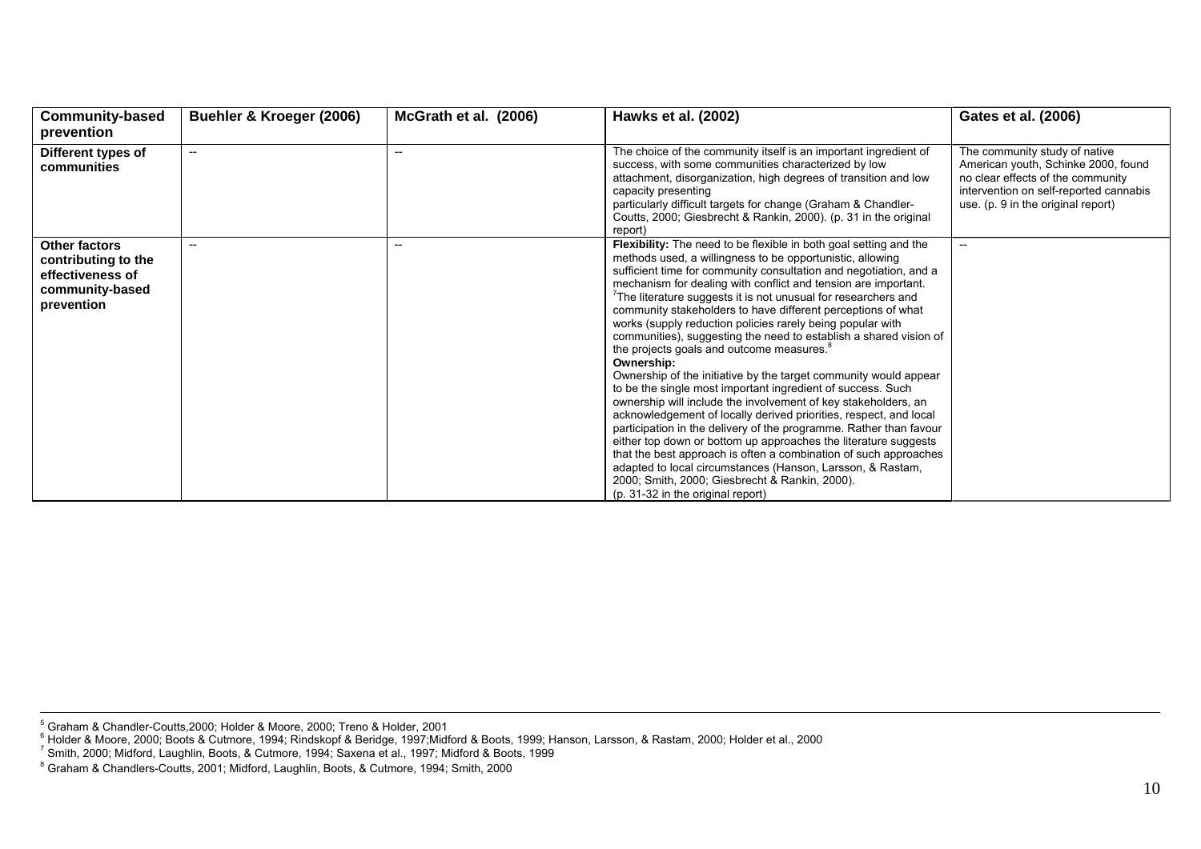| Community-based prevention | Buehler & Kroeger (2006) | McGrath et al. (2006) | Hawks et al. (2002) | Gates et al. (2006) |
|---|---|---|---|---|
| Different types of communities | -- | -- | The choice of the community itself is an important ingredient of success, with some communities characterized by low attachment, disorganization, high degrees of transition and low capacity presenting particularly difficult targets for change (Graham & Chandler-Coutts, 2000; Giesbrecht & Rankin, 2000). (p. 31 in the original report) | The community study of native American youth, Schinke 2000, found no clear effects of the community intervention on self-reported cannabis use. (p. 9 in the original report) |
| Other factors contributing to the effectiveness of community-based prevention | -- | -- | **Flexibility:** The need to be flexible in both goal setting and the methods used, a willingness to be opportunistic, allowing sufficient time for community consultation and negotiation, and a mechanism for dealing with conflict and tension are important. [7]The literature suggests it is not unusual for researchers and community stakeholders to have different perceptions of what works (supply reduction policies rarely being popular with communities), suggesting the need to establish a shared vision of the projects goals and outcome measures.[8] **Ownership:** Ownership of the initiative by the target community would appear to be the single most important ingredient of success. Such ownership will include the involvement of key stakeholders, an acknowledgement of locally derived priorities, respect, and local participation in the delivery of the programme. Rather than favour either top down or bottom up approaches the literature suggests that the best approach is often a combination of such approaches adapted to local circumstances (Hanson, Larsson, & Rastam, 2000; Smith, 2000; Giesbrecht & Rankin, 2000). (p. 31-32 in the original report) | -- |

[5] Graham & Chandler-Coutts,2000; Holder & Moore, 2000; Treno & Holder, 2001

[6] Holder & Moore, 2000; Boots & Cutmore, 1994; Rindskopf & Beridge, 1997;Midford & Boots, 1999; Hanson, Larsson, & Rastam, 2000; Holder et al., 2000

[7] Smith, 2000; Midford, Laughlin, Boots, & Cutmore, 1994; Saxena et al., 1997; Midford & Boots, 1999

[8] Graham & Chandlers-Coutts, 2001; Midford, Laughlin, Boots, & Cutmore, 1994; Smith, 2000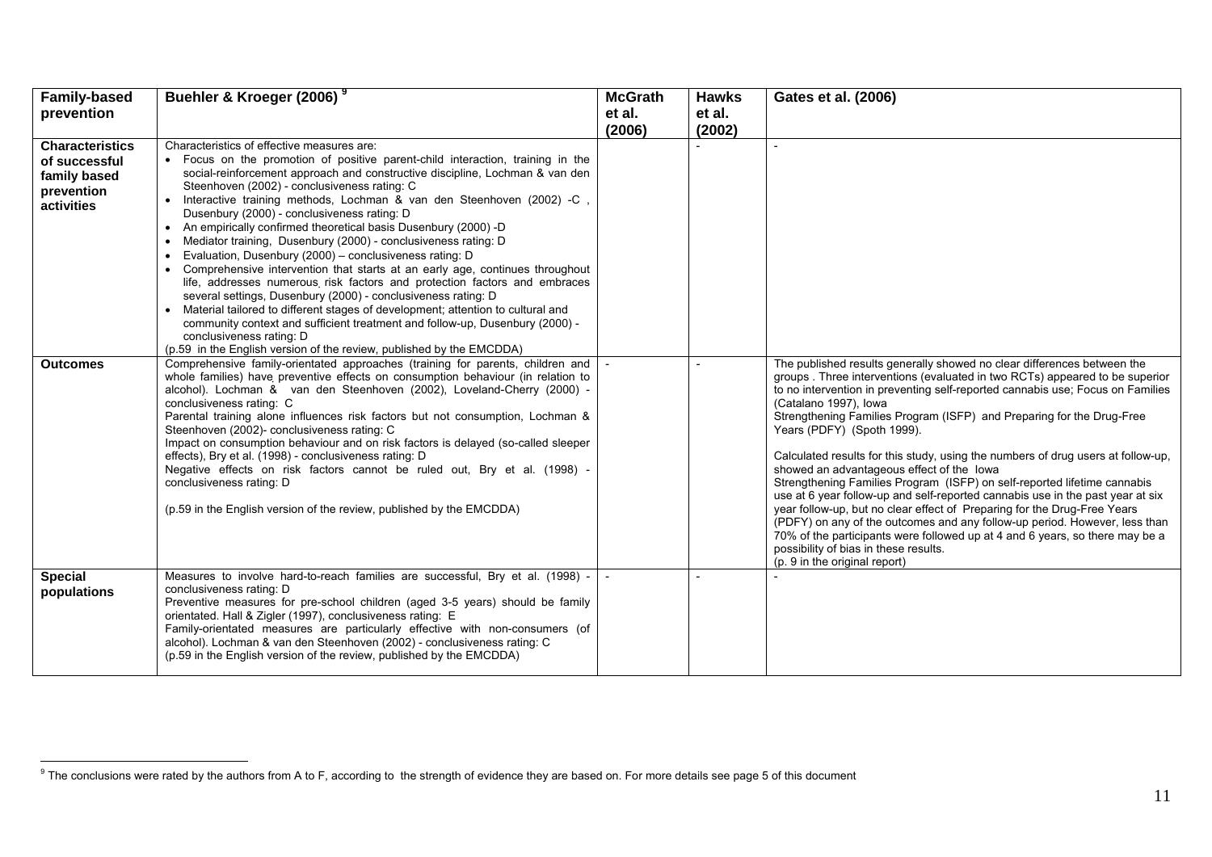| Family-based prevention | Buehler & Kroeger (2006) [9] | McGrath et al. (2006) | Hawks et al. (2002) | Gates et al. (2006) |
|---|---|---|---|---|
| **Characteristics of successful family based prevention activities** | Characteristics of effective measures are: <br>• Focus on the promotion of positive parent-child interaction, training in the social-reinforcement approach and constructive discipline, Lochman & van den Steenhoven (2002) - conclusiveness rating: C <br>• Interactive training methods, Lochman & van den Steenhoven (2002) -C , Dusenbury (2000) - conclusiveness rating: D <br>• An empirically confirmed theoretical basis Dusenbury (2000) -D <br>• Mediator training, Dusenbury (2000) - conclusiveness rating: D <br>• Evaluation, Dusenbury (2000) – conclusiveness rating: D <br>• Comprehensive intervention that starts at an early age, continues throughout life, addresses numerous, risk factors and protection factors and embraces several settings, Dusenbury (2000) - conclusiveness rating: D <br>• Material tailored to different stages of development; attention to cultural and community context and sufficient treatment and follow-up, Dusenbury (2000) - conclusiveness rating: D <br>(p.59 in the English version of the review, published by the EMCDDA) | | - | - |
| **Outcomes** | Comprehensive family-orientated approaches (training for parents, children and whole families) have, preventive effects on consumption behaviour (in relation to alcohol). Lochman & van den Steenhoven (2002), Loveland-Cherry (2000) - conclusiveness rating: C <br>Parental training alone influences risk factors but not consumption, Lochman & Steenhoven (2002)- conclusiveness rating: C <br>Impact on consumption behaviour and on risk factors is delayed (so-called sleeper effects), Bry et al. (1998) - conclusiveness rating: D <br>Negative effects on risk factors cannot be ruled out, Bry et al. (1998) - conclusiveness rating: D <br><br>(p.59 in the English version of the review, published by the EMCDDA) | - | - | The published results generally showed no clear differences between the groups . Three interventions (evaluated in two RCTs) appeared to be superior to no intervention in preventing self-reported cannabis use; Focus on Families (Catalano 1997), Iowa Strengthening Families Program (ISFP) and Preparing for the Drug-Free Years (PDFY) (Spoth 1999). <br><br>Calculated results for this study, using the numbers of drug users at follow-up, showed an advantageous effect of the Iowa Strengthening Families Program (ISFP) on self-reported lifetime cannabis use at 6 year follow-up and self-reported cannabis use in the past year at six year follow-up, but no clear effect of Preparing for the Drug-Free Years (PDFY) on any of the outcomes and any follow-up period. However, less than 70% of the participants were followed up at 4 and 6 years, so there may be a possibility of bias in these results. <br>(p. 9 in the original report) |
| **Special populations** | Measures to involve hard-to-reach families are successful, Bry et al. (1998) - conclusiveness rating: D <br>Preventive measures for pre-school children (aged 3-5 years) should be family orientated. Hall & Zigler (1997), conclusiveness rating: E <br>Family-orientated measures are particularly effective with non-consumers (of alcohol). Lochman & van den Steenhoven (2002) - conclusiveness rating: C <br>(p.59 in the English version of the review, published by the EMCDDA) | - | - | - |

[9] The conclusions were rated by the authors from A to F, according to the strength of evidence they are based on. For more details see page 5 of this document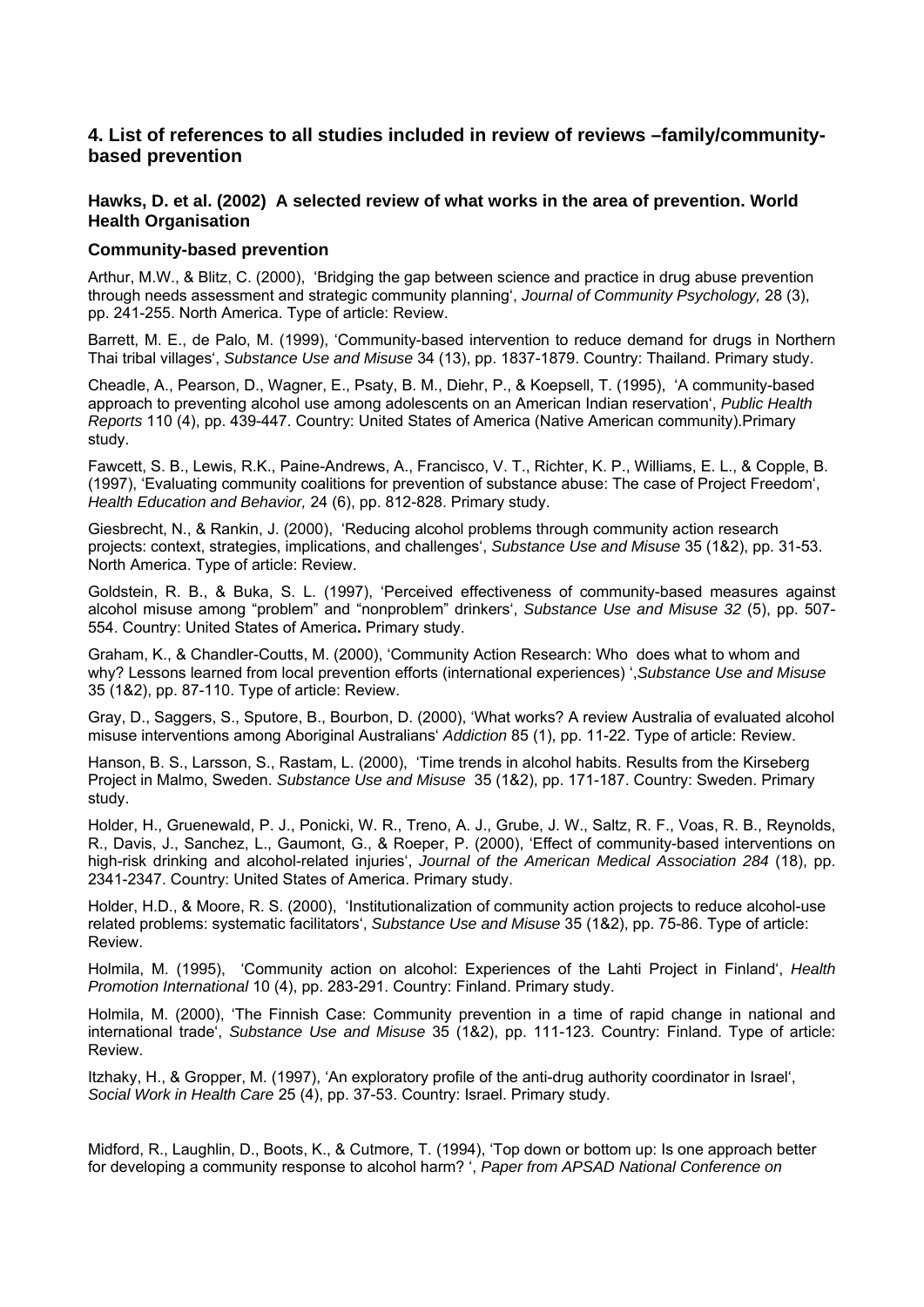## 4. List of references to all studies included in review of reviews –family/community-based prevention

### Hawks, D. et al. (2002) A selected review of what works in the area of prevention. World Health Organisation

#### Community-based prevention

Arthur, M.W., & Blitz, C. (2000), 'Bridging the gap between science and practice in drug abuse prevention through needs assessment and strategic community planning', *Journal of Community Psychology,* 28 (3), pp. 241-255. North America. Type of article: Review.

Barrett, M. E., de Palo, M. (1999), 'Community-based intervention to reduce demand for drugs in Northern Thai tribal villages', *Substance Use and Misuse* 34 (13), pp. 1837-1879. Country: Thailand. Primary study.

Cheadle, A., Pearson, D., Wagner, E., Psaty, B. M., Diehr, P., & Koepsell, T. (1995), 'A community-based approach to preventing alcohol use among adolescents on an American Indian reservation', *Public Health Reports* 110 (4), pp. 439-447. Country: United States of America (Native American community).Primary study.

Fawcett, S. B., Lewis, R.K., Paine-Andrews, A., Francisco, V. T., Richter, K. P., Williams, E. L., & Copple, B. (1997), 'Evaluating community coalitions for prevention of substance abuse: The case of Project Freedom', *Health Education and Behavior,* 24 (6), pp. 812-828. Primary study.

Giesbrecht, N., & Rankin, J. (2000), 'Reducing alcohol problems through community action research projects: context, strategies, implications, and challenges', *Substance Use and Misuse* 35 (1&2), pp. 31-53. North America. Type of article: Review.

Goldstein, R. B., & Buka, S. L. (1997), 'Perceived effectiveness of community-based measures against alcohol misuse among "problem" and "nonproblem" drinkers', *Substance Use and Misuse 32* (5), pp. 507-554. Country: United States of America**.** Primary study.

Graham, K., & Chandler-Coutts, M. (2000), 'Community Action Research: Who does what to whom and why? Lessons learned from local prevention efforts (international experiences) ',*Substance Use and Misuse* 35 (1&2), pp. 87-110. Type of article: Review.

Gray, D., Saggers, S., Sputore, B., Bourbon, D. (2000), 'What works? A review Australia of evaluated alcohol misuse interventions among Aboriginal Australians' *Addiction* 85 (1), pp. 11-22. Type of article: Review.

Hanson, B. S., Larsson, S., Rastam, L. (2000), 'Time trends in alcohol habits. Results from the Kirseberg Project in Malmo, Sweden. *Substance Use and Misuse* 35 (1&2), pp. 171-187. Country: Sweden. Primary study.

Holder, H., Gruenewald, P. J., Ponicki, W. R., Treno, A. J., Grube, J. W., Saltz, R. F., Voas, R. B., Reynolds, R., Davis, J., Sanchez, L., Gaumont, G., & Roeper, P. (2000), 'Effect of community-based interventions on high-risk drinking and alcohol-related injuries', *Journal of the American Medical Association 284* (18), pp. 2341-2347. Country: United States of America. Primary study.

Holder, H.D., & Moore, R. S. (2000), 'Institutionalization of community action projects to reduce alcohol-use related problems: systematic facilitators', *Substance Use and Misuse* 35 (1&2), pp. 75-86. Type of article: Review.

Holmila, M. (1995), 'Community action on alcohol: Experiences of the Lahti Project in Finland', *Health Promotion International* 10 (4), pp. 283-291. Country: Finland. Primary study.

Holmila, M. (2000), 'The Finnish Case: Community prevention in a time of rapid change in national and international trade', *Substance Use and Misuse* 35 (1&2), pp. 111-123. Country: Finland. Type of article: Review.

Itzhaky, H., & Gropper, M. (1997), 'An exploratory profile of the anti-drug authority coordinator in Israel', *Social Work in Health Care* 25 (4), pp. 37-53. Country: Israel. Primary study.

Midford, R., Laughlin, D., Boots, K., & Cutmore, T. (1994), 'Top down or bottom up: Is one approach better for developing a community response to alcohol harm? ', *Paper from APSAD National Conference on*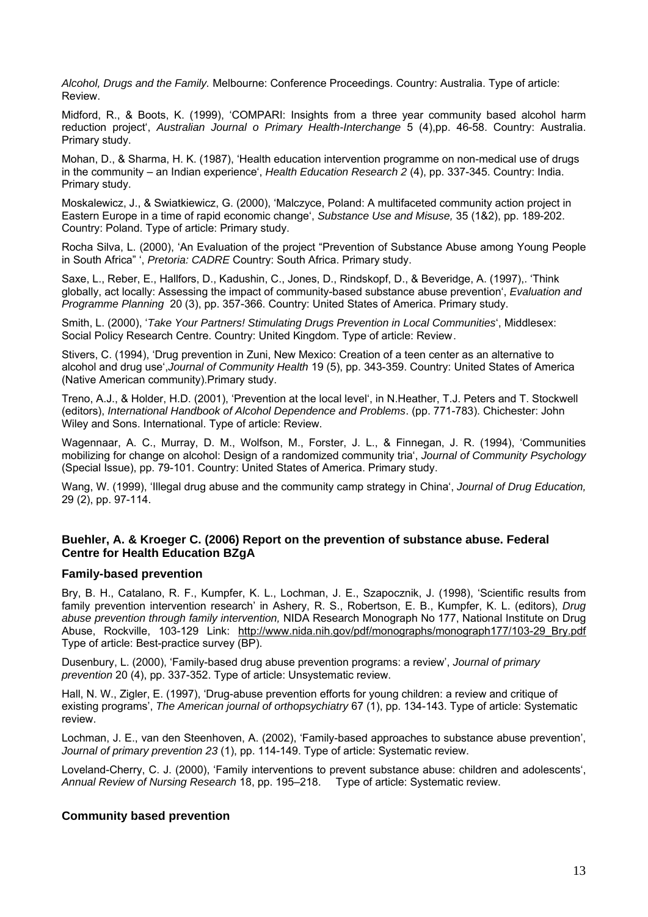*Alcohol, Drugs and the Family.* Melbourne: Conference Proceedings. Country: Australia. Type of article: Review.

Midford, R., & Boots, K. (1999), 'COMPARI: Insights from a three year community based alcohol harm reduction project', *Australian Journal o Primary Health-Interchange* 5 (4),pp. 46-58. Country: Australia. Primary study.

Mohan, D., & Sharma, H. K. (1987), 'Health education intervention programme on non-medical use of drugs in the community – an Indian experience', *Health Education Research 2* (4), pp. 337-345. Country: India. Primary study.

Moskalewicz, J., & Swiatkiewicz, G. (2000), 'Malczyce, Poland: A multifaceted community action project in Eastern Europe in a time of rapid economic change', *Substance Use and Misuse,* 35 (1&2), pp. 189-202. Country: Poland. Type of article: Primary study.

Rocha Silva, L. (2000), 'An Evaluation of the project "Prevention of Substance Abuse among Young People in South Africa" ', *Pretoria: CADRE* Country: South Africa. Primary study.

Saxe, L., Reber, E., Hallfors, D., Kadushin, C., Jones, D., Rindskopf, D., & Beveridge, A. (1997),. 'Think globally, act locally: Assessing the impact of community-based substance abuse prevention', *Evaluation and Programme Planning* 20 (3), pp. 357-366. Country: United States of America. Primary study.

Smith, L. (2000), '*Take Your Partners! Stimulating Drugs Prevention in Local Communities*', Middlesex: Social Policy Research Centre. Country: United Kingdom. Type of article: Review.

Stivers, C. (1994), 'Drug prevention in Zuni, New Mexico: Creation of a teen center as an alternative to alcohol and drug use',*Journal of Community Health* 19 (5), pp. 343-359. Country: United States of America (Native American community).Primary study.

Treno, A.J., & Holder, H.D. (2001), 'Prevention at the local level', in N.Heather, T.J. Peters and T. Stockwell (editors), *International Handbook of Alcohol Dependence and Problems*. (pp. 771-783). Chichester: John Wiley and Sons. International. Type of article: Review.

Wagennaar, A. C., Murray, D. M., Wolfson, M., Forster, J. L., & Finnegan, J. R. (1994), 'Communities mobilizing for change on alcohol: Design of a randomized community tria', *Journal of Community Psychology* (Special Issue), pp. 79-101. Country: United States of America. Primary study.

Wang, W. (1999), 'Illegal drug abuse and the community camp strategy in China', *Journal of Drug Education,* 29 (2), pp. 97-114.

### Buehler, A. & Kroeger C. (2006) Report on the prevention of substance abuse. Federal Centre for Health Education BZgA

#### Family-based prevention

Bry, B. H., Catalano, R. F., Kumpfer, K. L., Lochman, J. E., Szapocznik, J. (1998), 'Scientific results from family prevention intervention research' in Ashery, R. S., Robertson, E. B., Kumpfer, K. L. (editors), *Drug abuse prevention through family intervention,* NIDA Research Monograph No 177, National Institute on Drug Abuse, Rockville, 103-129 Link: http://www.nida.nih.gov/pdf/monographs/monograph177/103-29_Bry.pdf Type of article: Best-practice survey (BP).

Dusenbury, L. (2000), 'Family-based drug abuse prevention programs: a review', *Journal of primary prevention* 20 (4), pp. 337-352. Type of article: Unsystematic review.

Hall, N. W., Zigler, E. (1997), 'Drug-abuse prevention efforts for young children: a review and critique of existing programs', *The American journal of orthopsychiatry* 67 (1), pp. 134-143. Type of article: Systematic review.

Lochman, J. E., van den Steenhoven, A. (2002), 'Family-based approaches to substance abuse prevention', *Journal of primary prevention 23* (1), pp. 114-149. Type of article: Systematic review.

Loveland-Cherry, C. J. (2000), 'Family interventions to prevent substance abuse: children and adolescents', *Annual Review of Nursing Research* 18, pp. 195–218. Type of article: Systematic review.

#### Community based prevention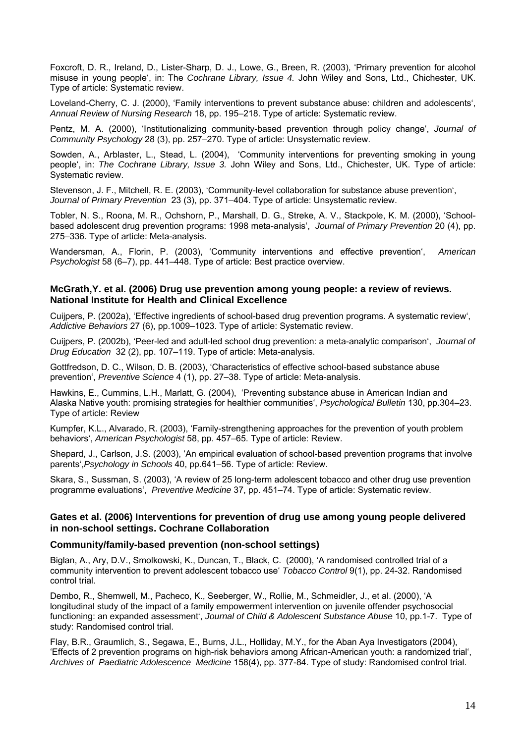Foxcroft, D. R., Ireland, D., Lister-Sharp, D. J., Lowe, G., Breen, R. (2003), 'Primary prevention for alcohol misuse in young people', in: The *Cochrane Library, Issue 4.* John Wiley and Sons, Ltd., Chichester, UK. Type of article: Systematic review.

Loveland-Cherry, C. J. (2000), 'Family interventions to prevent substance abuse: children and adolescents', *Annual Review of Nursing Research* 18, pp. 195–218. Type of article: Systematic review.

Pentz, M. A. (2000), 'Institutionalizing community-based prevention through policy change', *Journal of Community Psychology* 28 (3), pp. 257–270. Type of article: Unsystematic review.

Sowden, A., Arblaster, L., Stead, L. (2004), 'Community interventions for preventing smoking in young people', in: *The Cochrane Library, Issue 3.* John Wiley and Sons, Ltd., Chichester, UK. Type of article: Systematic review.

Stevenson, J. F., Mitchell, R. E. (2003), 'Community-level collaboration for substance abuse prevention', *Journal of Primary Prevention* 23 (3), pp. 371–404. Type of article: Unsystematic review.

Tobler, N. S., Roona, M. R., Ochshorn, P., Marshall, D. G., Streke, A. V., Stackpole, K. M. (2000), 'School-based adolescent drug prevention programs: 1998 meta-analysis', *Journal of Primary Prevention* 20 (4), pp. 275–336. Type of article: Meta-analysis.

Wandersman, A., Florin, P. (2003), 'Community interventions and effective prevention', *American Psychologist* 58 (6–7), pp. 441–448. Type of article: Best practice overview.

### McGrath,Y. et al. (2006) Drug use prevention among young people: a review of reviews. National Institute for Health and Clinical Excellence

Cuijpers, P. (2002a), 'Effective ingredients of school-based drug prevention programs. A systematic review', *Addictive Behaviors* 27 (6), pp.1009–1023. Type of article: Systematic review.

Cuijpers, P. (2002b), 'Peer-led and adult-led school drug prevention: a meta-analytic comparison', *Journal of Drug Education* 32 (2), pp. 107–119. Type of article: Meta-analysis.

Gottfredson, D. C., Wilson, D. B. (2003), 'Characteristics of effective school-based substance abuse prevention', *Preventive Science* 4 (1), pp. 27–38. Type of article: Meta-analysis.

Hawkins, E., Cummins, L.H., Marlatt, G. (2004), 'Preventing substance abuse in American Indian and Alaska Native youth: promising strategies for healthier communities', *Psychological Bulletin* 130, pp.304–23. Type of article: Review

Kumpfer, K.L., Alvarado, R. (2003), 'Family-strengthening approaches for the prevention of youth problem behaviors', *American Psychologist* 58, pp. 457–65. Type of article: Review.

Shepard, J., Carlson, J.S. (2003), 'An empirical evaluation of school-based prevention programs that involve parents',*Psychology in Schools* 40, pp.641–56. Type of article: Review.

Skara, S., Sussman, S. (2003), 'A review of 25 long-term adolescent tobacco and other drug use prevention programme evaluations', *Preventive Medicine* 37, pp. 451–74. Type of article: Systematic review.

### Gates et al. (2006) Interventions for prevention of drug use among young people delivered in non-school settings. Cochrane Collaboration

### Community/family-based prevention (non-school settings)

Biglan, A., Ary, D.V., Smolkowski, K., Duncan, T., Black, C. (2000), 'A randomised controlled trial of a community intervention to prevent adolescent tobacco use' *Tobacco Control* 9(1), pp. 24-32. Randomised control trial.

Dembo, R., Shemwell, M., Pacheco, K., Seeberger, W., Rollie, M., Schmeidler, J., et al. (2000), 'A longitudinal study of the impact of a family empowerment intervention on juvenile offender psychosocial functioning: an expanded assessment', *Journal of Child & Adolescent Substance Abuse* 10, pp.1-7. Type of study: Randomised control trial.

Flay, B.R., Graumlich, S., Segawa, E., Burns, J.L., Holliday, M.Y., for the Aban Aya Investigators (2004), 'Effects of 2 prevention programs on high-risk behaviors among African-American youth: a randomized trial', *Archives of Paediatric Adolescence Medicine* 158(4), pp. 377-84. Type of study: Randomised control trial.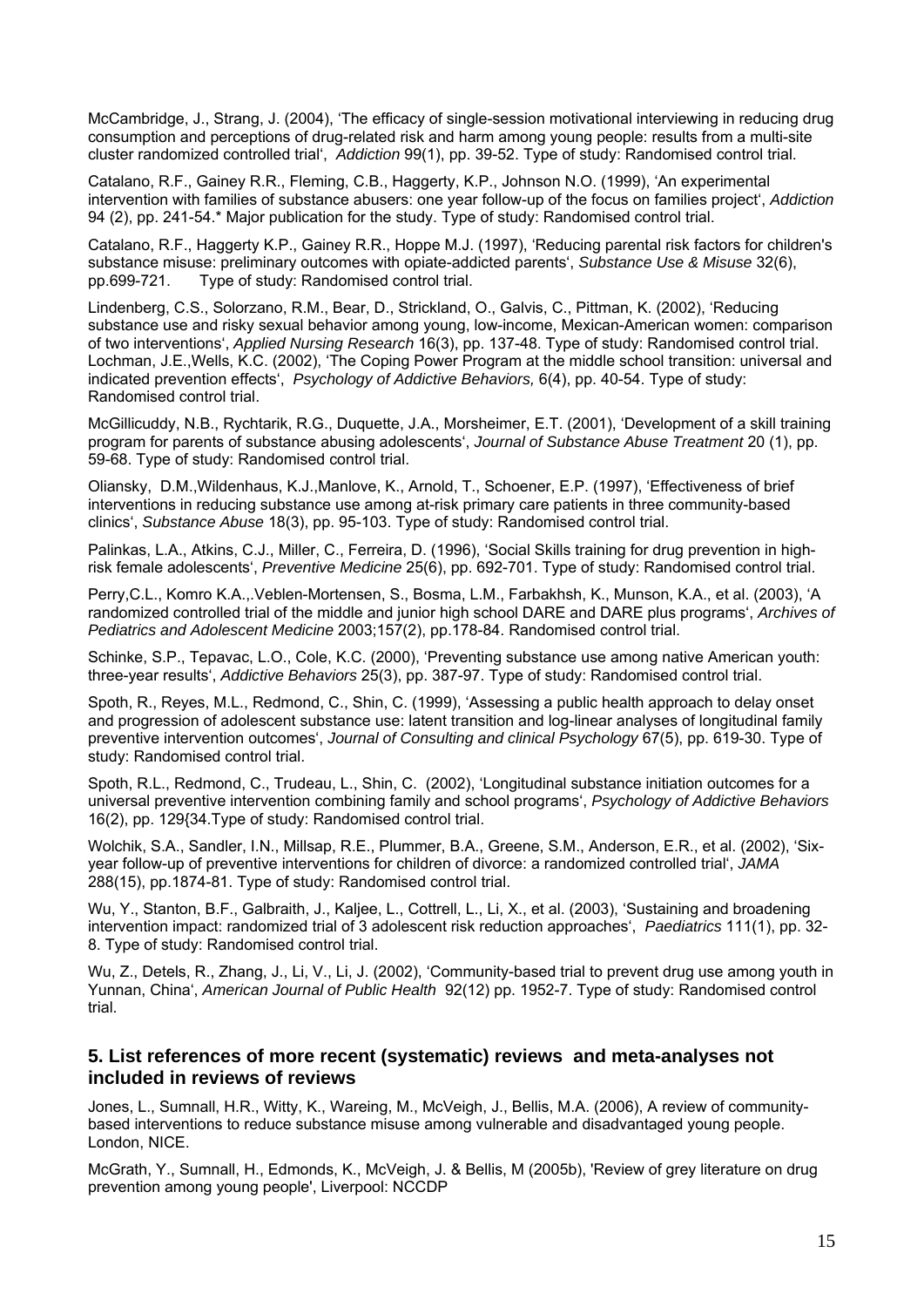McCambridge, J., Strang, J. (2004), 'The efficacy of single-session motivational interviewing in reducing drug consumption and perceptions of drug-related risk and harm among young people: results from a multi-site cluster randomized controlled trial', *Addiction* 99(1), pp. 39-52. Type of study: Randomised control trial.

Catalano, R.F., Gainey R.R., Fleming, C.B., Haggerty, K.P., Johnson N.O. (1999), 'An experimental intervention with families of substance abusers: one year follow-up of the focus on families project', *Addiction* 94 (2), pp. 241-54.* Major publication for the study. Type of study: Randomised control trial.

Catalano, R.F., Haggerty K.P., Gainey R.R., Hoppe M.J. (1997), 'Reducing parental risk factors for children's substance misuse: preliminary outcomes with opiate-addicted parents', *Substance Use & Misuse* 32(6), pp.699-721. Type of study: Randomised control trial.

Lindenberg, C.S., Solorzano, R.M., Bear, D., Strickland, O., Galvis, C., Pittman, K. (2002), 'Reducing substance use and risky sexual behavior among young, low-income, Mexican-American women: comparison of two interventions', *Applied Nursing Research* 16(3), pp. 137-48. Type of study: Randomised control trial.
Lochman, J.E.,Wells, K.C. (2002), 'The Coping Power Program at the middle school transition: universal and indicated prevention effects', *Psychology of Addictive Behaviors,* 6(4), pp. 40-54. Type of study: Randomised control trial.

McGillicuddy, N.B., Rychtarik, R.G., Duquette, J.A., Morsheimer, E.T. (2001), 'Development of a skill training program for parents of substance abusing adolescents', *Journal of Substance Abuse Treatment* 20 (1), pp. 59-68. Type of study: Randomised control trial.

Oliansky, D.M.,Wildenhaus, K.J.,Manlove, K., Arnold, T., Schoener, E.P. (1997), 'Effectiveness of brief interventions in reducing substance use among at-risk primary care patients in three community-based clinics', *Substance Abuse* 18(3), pp. 95-103. Type of study: Randomised control trial.

Palinkas, L.A., Atkins, C.J., Miller, C., Ferreira, D. (1996), 'Social Skills training for drug prevention in high-risk female adolescents', *Preventive Medicine* 25(6), pp. 692-701. Type of study: Randomised control trial.

Perry,C.L., Komro K.A.,.Veblen-Mortensen, S., Bosma, L.M., Farbakhsh, K., Munson, K.A., et al. (2003), 'A randomized controlled trial of the middle and junior high school DARE and DARE plus programs', *Archives of Pediatrics and Adolescent Medicine* 2003;157(2), pp.178-84. Randomised control trial.

Schinke, S.P., Tepavac, L.O., Cole, K.C. (2000), 'Preventing substance use among native American youth: three-year results', *Addictive Behaviors* 25(3), pp. 387-97. Type of study: Randomised control trial.

Spoth, R., Reyes, M.L., Redmond, C., Shin, C. (1999), 'Assessing a public health approach to delay onset and progression of adolescent substance use: latent transition and log-linear analyses of longitudinal family preventive intervention outcomes', *Journal of Consulting and clinical Psychology* 67(5), pp. 619-30. Type of study: Randomised control trial.

Spoth, R.L., Redmond, C., Trudeau, L., Shin, C. (2002), 'Longitudinal substance initiation outcomes for a universal preventive intervention combining family and school programs', *Psychology of Addictive Behaviors* 16(2), pp. 129{34.Type of study: Randomised control trial.

Wolchik, S.A., Sandler, I.N., Millsap, R.E., Plummer, B.A., Greene, S.M., Anderson, E.R., et al. (2002), 'Six-year follow-up of preventive interventions for children of divorce: a randomized controlled trial', *JAMA* 288(15), pp.1874-81. Type of study: Randomised control trial.

Wu, Y., Stanton, B.F., Galbraith, J., Kaljee, L., Cottrell, L., Li, X., et al. (2003), 'Sustaining and broadening intervention impact: randomized trial of 3 adolescent risk reduction approaches', *Paediatrics* 111(1), pp. 32-8. Type of study: Randomised control trial.

Wu, Z., Detels, R., Zhang, J., Li, V., Li, J. (2002), 'Community-based trial to prevent drug use among youth in Yunnan, China', *American Journal of Public Health* 92(12) pp. 1952-7. Type of study: Randomised control trial.

## 5. List references of more recent (systematic) reviews and meta-analyses not included in reviews of reviews

Jones, L., Sumnall, H.R., Witty, K., Wareing, M., McVeigh, J., Bellis, M.A. (2006), A review of community-based interventions to reduce substance misuse among vulnerable and disadvantaged young people. London, NICE.

McGrath, Y., Sumnall, H., Edmonds, K., McVeigh, J. & Bellis, M (2005b), 'Review of grey literature on drug prevention among young people', Liverpool: NCCDP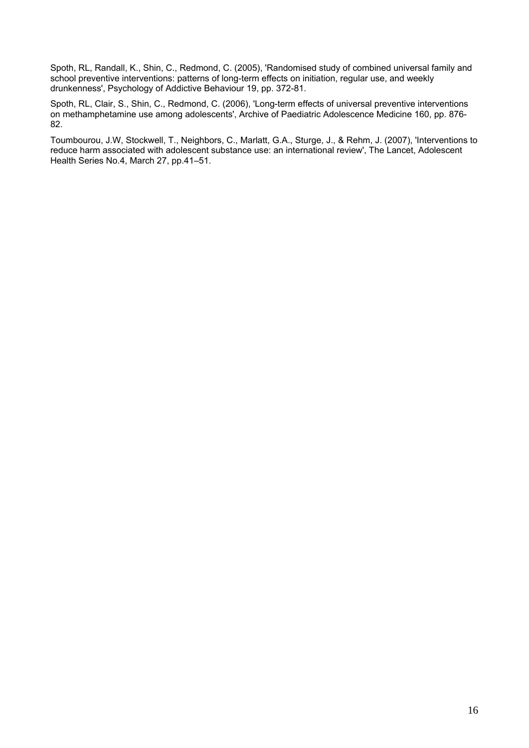Spoth, RL, Randall, K., Shin, C., Redmond, C. (2005), 'Randomised study of combined universal family and school preventive interventions: patterns of long-term effects on initiation, regular use, and weekly drunkenness', Psychology of Addictive Behaviour 19, pp. 372-81.

Spoth, RL, Clair, S., Shin, C., Redmond, C. (2006), 'Long-term effects of universal preventive interventions on methamphetamine use among adolescents', Archive of Paediatric Adolescence Medicine 160, pp. 876-82.

Toumbourou, J.W, Stockwell, T., Neighbors, C., Marlatt, G.A., Sturge, J., & Rehm, J. (2007), 'Interventions to reduce harm associated with adolescent substance use: an international review', The Lancet, Adolescent Health Series No.4, March 27, pp.41–51.